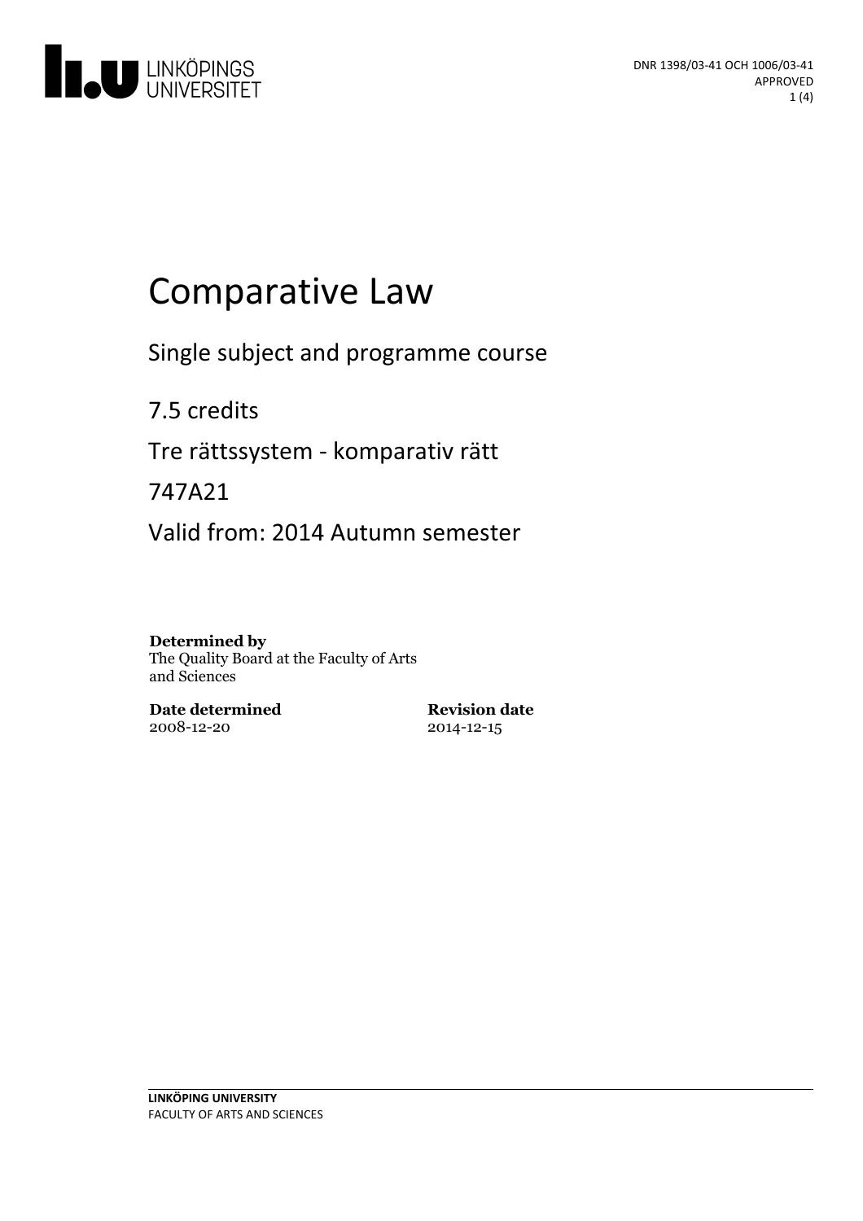DNR 1398/03-41 OCH 1006/03-41
APPROVED

# Comparative Law

Single subject and programme course

7.5 credits

Tre rättssystem - komparativ rätt

747A21

Valid from: 2014 Autumn semester

**Determined by**
The Quality Board at the Faculty of Arts and Sciences

**Date determined**
2008-12-20

**Revision date**
2014-12-15

**LINKÖPING UNIVERSITY**
FACULTY OF ARTS AND SCIENCES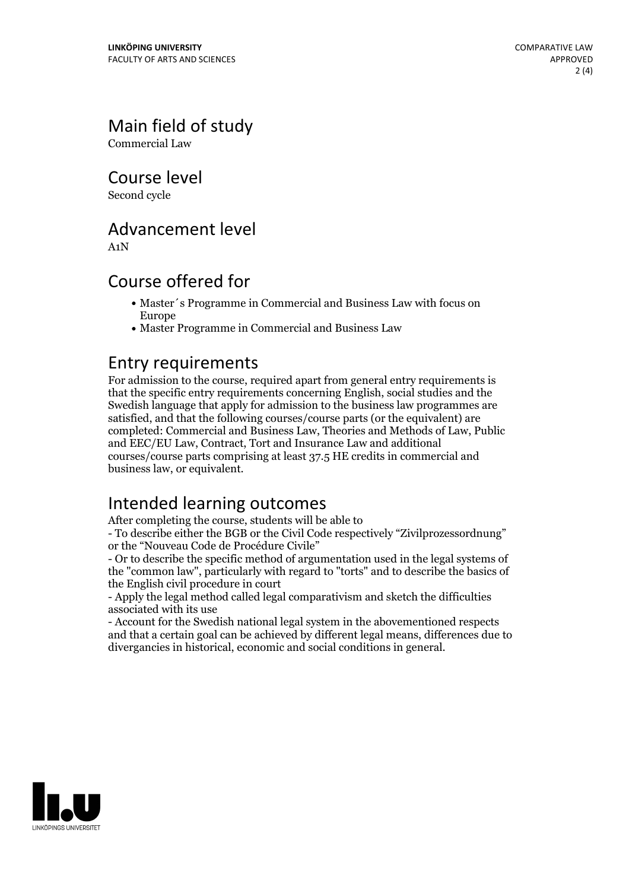## Main field of study

Commercial Law

## Course level

Second cycle

## Advancement level

A1N

## Course offered for

- Master´s Programme in Commercial and Business Law with focus on Europe
- Master Programme in Commercial and Business Law

## Entry requirements

For admission to the course, required apart from general entry requirements is that the specific entry requirements concerning English, social studies and the Swedish language that apply for admission to the business law programmes are satisfied, and that the following courses/course parts (or the equivalent) are completed: Commercial and Business Law, Theories and Methods of Law, Public and EEC/EU Law, Contract, Tort and Insurance Law and additional courses/course parts comprising at least 37.5 HE credits in commercial and business law, or equivalent.

## Intended learning outcomes

After completing the course, students will be able to

- To describe either the BGB or the Civil Code respectively "Zivilprozessordnung" or the "Nouveau Code de Procédure Civile"
- Or to describe the specific method of argumentation used in the legal systems of the "common law", particularly with regard to "torts" and to describe the basics of the English civil procedure in court
- Apply the legal method called legal comparativism and sketch the difficulties associated with its use
- Account for the Swedish national legal system in the abovementioned respects and that a certain goal can be achieved by different legal means, differences due to divergancies in historical, economic and social conditions in general.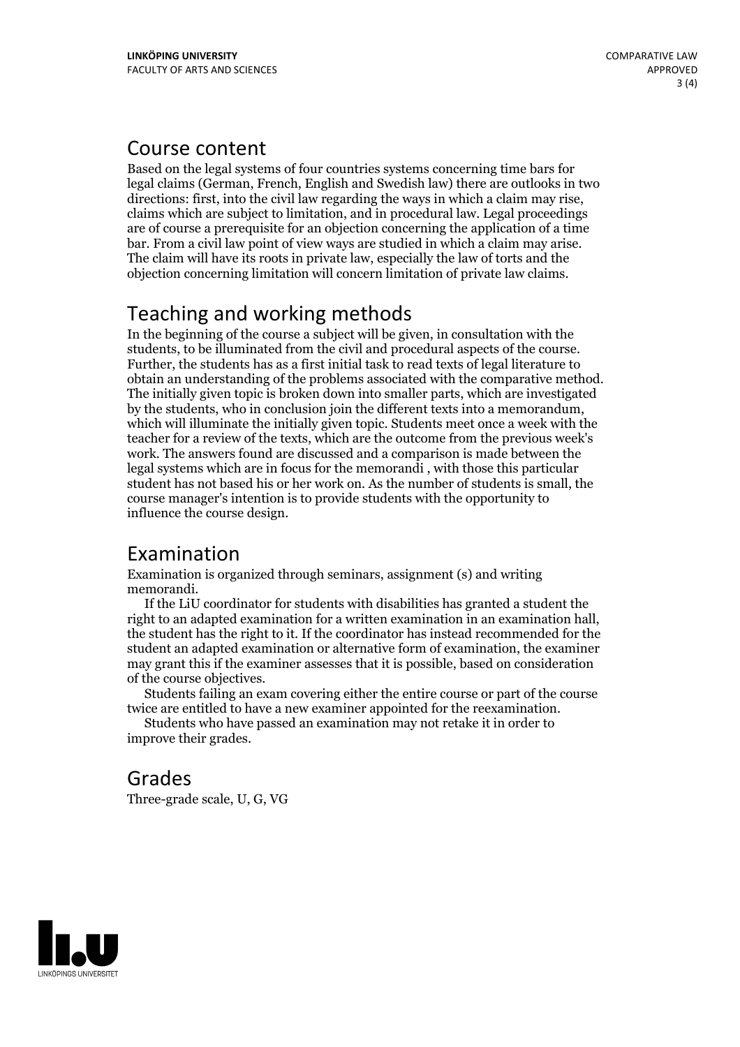## Course content

Based on the legal systems of four countries systems concerning time bars for legal claims (German, French, English and Swedish law) there are outlooks in two directions: first, into the civil law regarding the ways in which a claim may rise, claims which are subject to limitation, and in procedural law. Legal proceedings are of course a prerequisite for an objection concerning the application of a time bar. From a civil law point of view ways are studied in which a claim may arise. The claim will have its roots in private law, especially the law of torts and the objection concerning limitation will concern limitation of private law claims.

## Teaching and working methods

In the beginning of the course a subject will be given, in consultation with the students, to be illuminated from the civil and procedural aspects of the course. Further, the students has as a first initial task to read texts of legal literature to obtain an understanding of the problems associated with the comparative method. The initially given topic is broken down into smaller parts, which are investigated by the students, who in conclusion join the different texts into a memorandum, which will illuminate the initially given topic. Students meet once a week with the teacher for a review of the texts, which are the outcome from the previous week's work. The answers found are discussed and a comparison is made between the legal systems which are in focus for the memorandi , with those this particular student has not based his or her work on. As the number of students is small, the course manager's intention is to provide students with the opportunity to influence the course design.

## Examination

Examination is organized through seminars, assignment (s) and writing memorandi.

If the LiU coordinator for students with disabilities has granted a student the right to an adapted examination for a written examination in an examination hall, the student has the right to it. If the coordinator has instead recommended for the student an adapted examination or alternative form of examination, the examiner may grant this if the examiner assesses that it is possible, based on consideration of the course objectives.

Students failing an exam covering either the entire course or part of the course twice are entitled to have a new examiner appointed for the reexamination.

Students who have passed an examination may not retake it in order to improve their grades.

## Grades

Three-grade scale, U, G, VG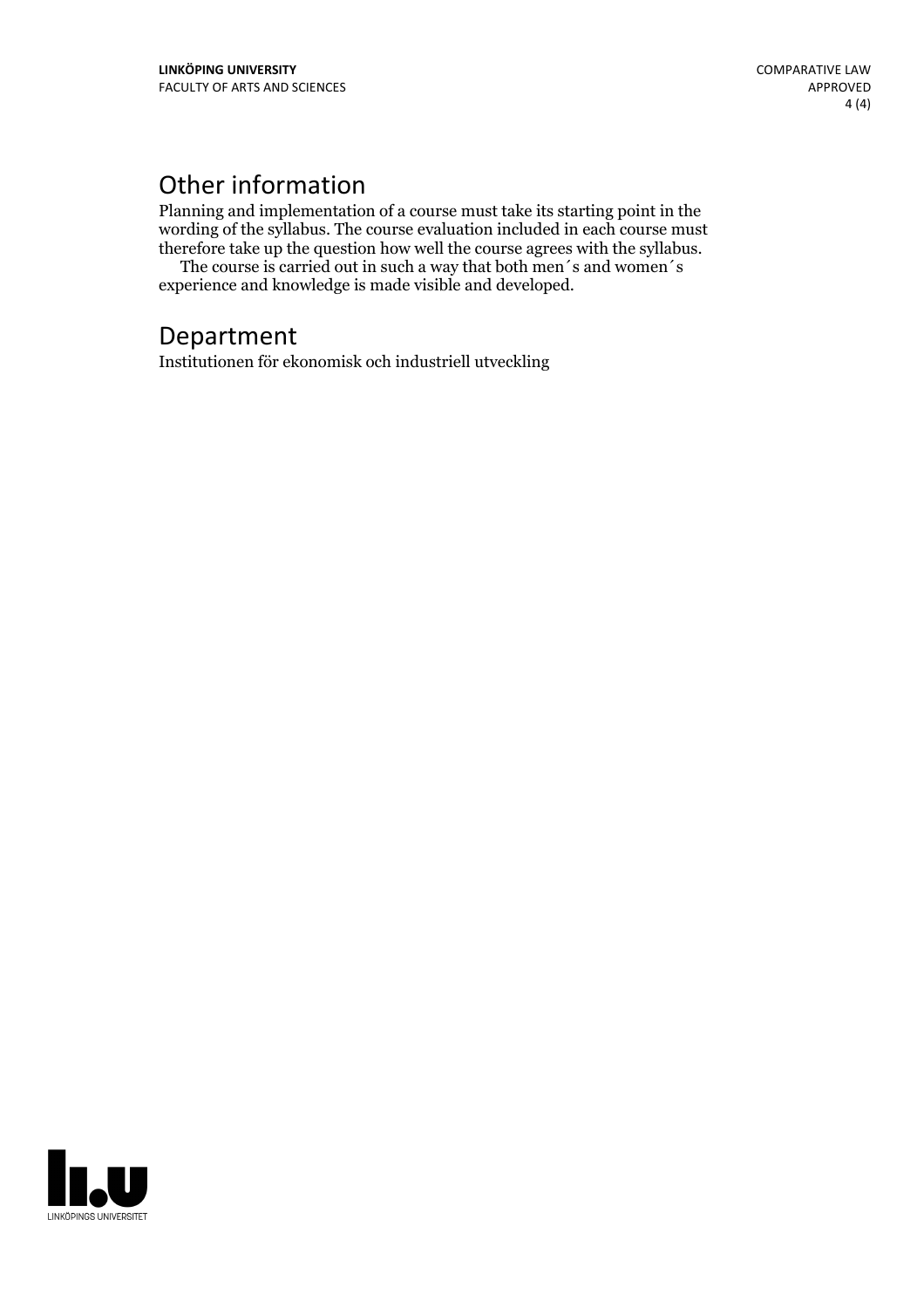## Other information

Planning and implementation of a course must take its starting point in the wording of the syllabus. The course evaluation included in each course must therefore take up the question how well the course agrees with the syllabus.

The course is carried out in such a way that both men´s and women´s experience and knowledge is made visible and developed.

## Department

Institutionen för ekonomisk och industriell utveckling